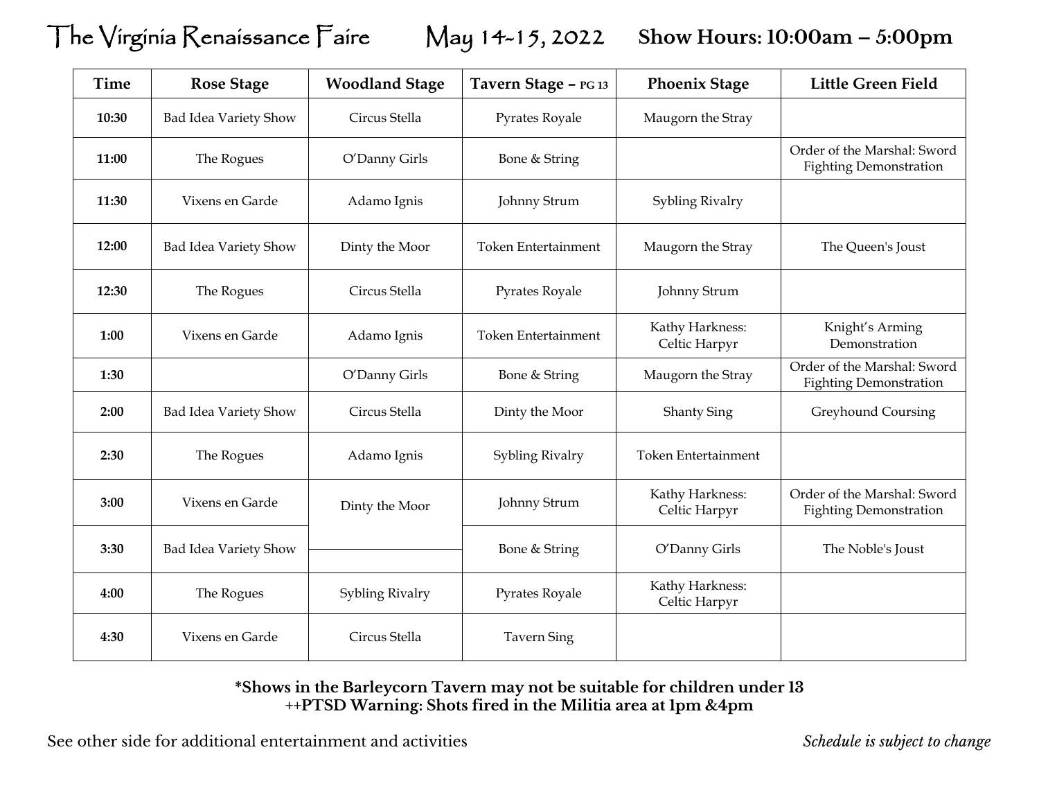# The Virginia Renaissance Faire  May 14-15, 2022  Show Hours: 10:00am – 5:00pm

| Time | Rose Stage | Woodland Stage | Tavern Stage – PG 13 | Phoenix Stage | Little Green Field |
|---|---|---|---|---|---|
| **10:30** | Bad Idea Variety Show | Circus Stella | Pyrates Royale | Maugorn the Stray | |
| **11:00** | The Rogues | O'Danny Girls | Bone & String | | Order of the Marshal: Sword Fighting Demonstration |
| **11:30** | Vixens en Garde | Adamo Ignis | Johnny Strum | Sybling Rivalry | |
| **12:00** | Bad Idea Variety Show | Dinty the Moor | Token Entertainment | Maugorn the Stray | The Queen's Joust |
| **12:30** | The Rogues | Circus Stella | Pyrates Royale | Johnny Strum | |
| **1:00** | Vixens en Garde | Adamo Ignis | Token Entertainment | Kathy Harkness: Celtic Harpyr | Knight's Arming Demonstration |
| **1:30** | | O'Danny Girls | Bone & String | Maugorn the Stray | Order of the Marshal: Sword Fighting Demonstration |
| **2:00** | Bad Idea Variety Show | Circus Stella | Dinty the Moor | Shanty Sing | Greyhound Coursing |
| **2:30** | The Rogues | Adamo Ignis | Sybling Rivalry | Token Entertainment | |
| **3:00** | Vixens en Garde | Dinty the Moor | Johnny Strum | Kathy Harkness: Celtic Harpyr | Order of the Marshal: Sword Fighting Demonstration |
| **3:30** | Bad Idea Variety Show | | Bone & String | O'Danny Girls | The Noble's Joust |
| **4:00** | The Rogues | Sybling Rivalry | Pyrates Royale | Kathy Harkness: Celtic Harpyr | |
| **4:30** | Vixens en Garde | Circus Stella | Tavern Sing | | |

**\*Shows in the Barleycorn Tavern may not be suitable for children under 13**
**++PTSD Warning: Shots fired in the Militia area at 1pm &4pm**

See other side for additional entertainment and activities

*Schedule is subject to change*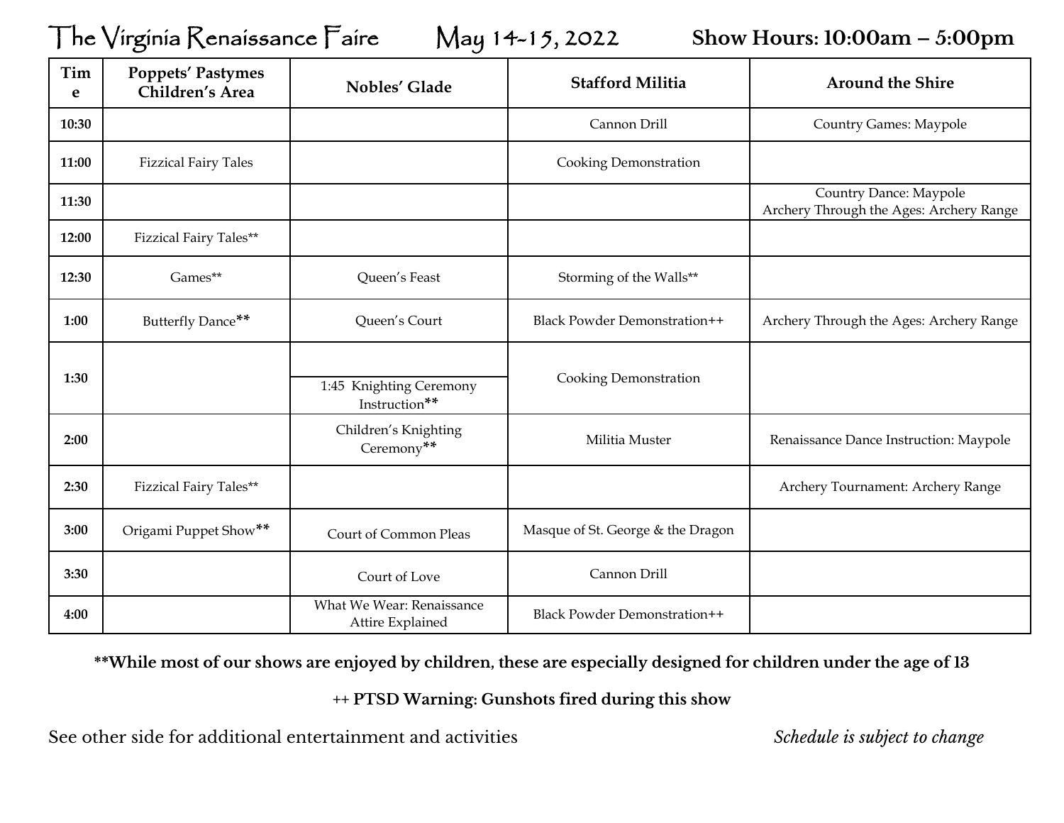The Virginia Renaissance Faire May 14-15, 2022 **Show Hours: 10:00am – 5:00pm**

| Time | Poppets' Pastymes Children's Area | Nobles' Glade | Stafford Militia | Around the Shire |
|---|---|---|---|---|
| **10:30** | | | Cannon Drill | Country Games: Maypole |
| **11:00** | Fizzical Fairy Tales | | Cooking Demonstration | |
| **11:30** | | | | Country Dance: Maypole<br>Archery Through the Ages: Archery Range |
| **12:00** | Fizzical Fairy Tales** | | | |
| **12:30** | Games** | Queen's Feast | Storming of the Walls** | |
| **1:00** | Butterfly Dance** | Queen's Court | Black Powder Demonstration++ | Archery Through the Ages: Archery Range |
| **1:30** | | 1:45 Knighting Ceremony Instruction** | Cooking Demonstration | |
| **2:00** | | Children's Knighting Ceremony** | Militia Muster | Renaissance Dance Instruction: Maypole |
| **2:30** | Fizzical Fairy Tales** | | | Archery Tournament: Archery Range |
| **3:00** | Origami Puppet Show** | Court of Common Pleas | Masque of St. George & the Dragon | |
| **3:30** | | Court of Love | Cannon Drill | |
| **4:00** | | What We Wear: Renaissance Attire Explained | Black Powder Demonstration++ | |

****While most of our shows are enjoyed by children, these are especially designed for children under the age of 13**

**++ PTSD Warning: Gunshots fired during this show**

See other side for additional entertainment and activities

*Schedule is subject to change*